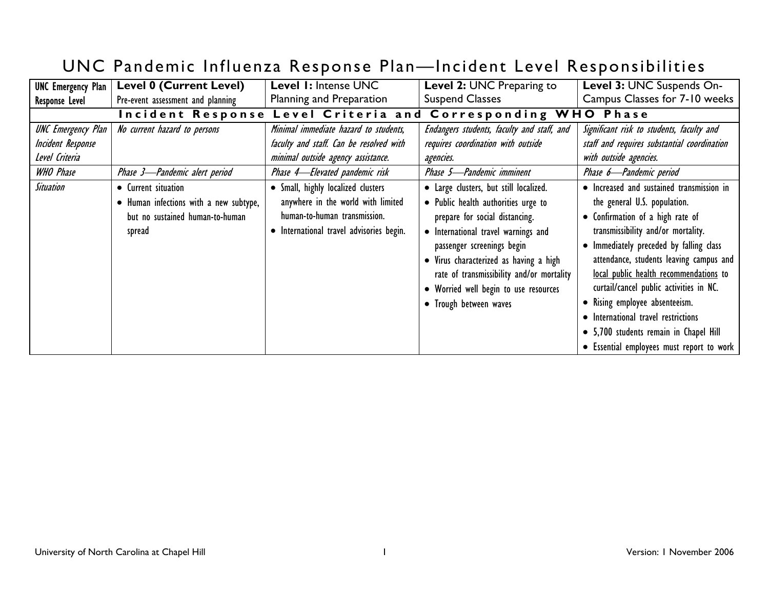# UNC Pandemic Influenza Response Plan—Incident Level Responsibilities

| UNC Emergency Plan Response Level | **Level 0 (Current Level)** Pre-event assessment and planning | **Level 1:** Intense UNC Planning and Preparation | **Level 2:** UNC Preparing to Suspend Classes | **Level 3:** UNC Suspends On-Campus Classes for 7-10 weeks |
|---|---|---|---|---|
| **Incident Response Level Criteria and Corresponding WHO Phase** | | | | |
| *UNC Emergency Plan Incident Response Level Criteria* | *No current hazard to persons* | *Minimal immediate hazard to students, faculty and staff. Can be resolved with minimal outside agency assistance.* | *Endangers students, faculty and staff, and requires coordination with outside agencies.* | *Significant risk to students, faculty and staff and requires substantial coordination with outside agencies.* |
| *WHO Phase* | *Phase 3—Pandemic alert period* | *Phase 4—Elevated pandemic risk* | *Phase 5—Pandemic imminent* | *Phase 6—Pandemic period* |
| *Situation* | • Current situation<br>• Human infections with a new subtype, but no sustained human-to-human spread | • Small, highly localized clusters anywhere in the world with limited human-to-human transmission.<br>• International travel advisories begin. | • Large clusters, but still localized.<br>• Public health authorities urge to prepare for social distancing.<br>• International travel warnings and passenger screenings begin<br>• Virus characterized as having a high rate of transmissibility and/or mortality<br>• Worried well begin to use resources<br>• Trough between waves | • Increased and sustained transmission in the general U.S. population.<br>• Confirmation of a high rate of transmissibility and/or mortality.<br>• Immediately preceded by falling class attendance, students leaving campus and local public health recommendations to curtail/cancel public activities in NC.<br>• Rising employee absenteeism.<br>• International travel restrictions<br>• 5,700 students remain in Chapel Hill<br>• Essential employees must report to work |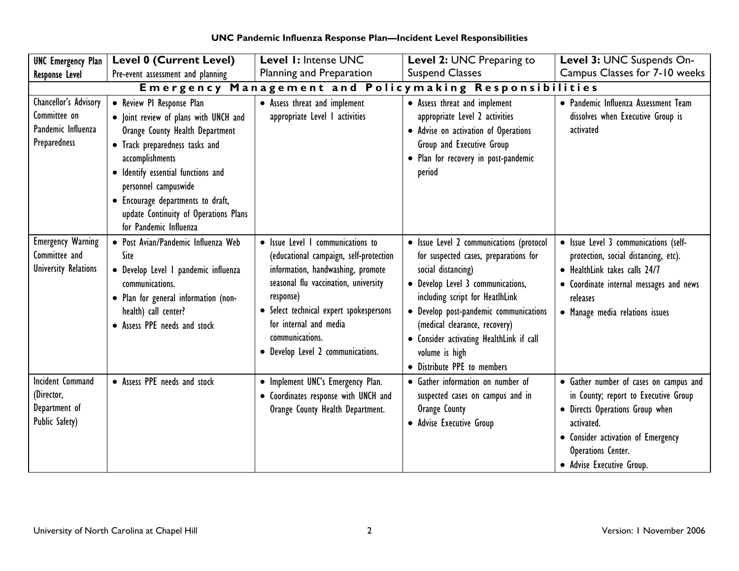**UNC Pandemic Influenza Response Plan—Incident Level Responsibilities**

| UNC Emergency Plan Response Level | Level 0 (Current Level) Pre-event assessment and planning | Level 1: Intense UNC Planning and Preparation | Level 2: UNC Preparing to Suspend Classes | Level 3: UNC Suspends On-Campus Classes for 7-10 weeks |
|---|---|---|---|---|
| **Emergency Management and Policymaking Responsibilities** | | | | |
| Chancellor's Advisory Committee on Pandemic Influenza Preparedness | • Review PI Response Plan<br>• Joint review of plans with UNCH and Orange County Health Department<br>• Track preparedness tasks and accomplishments<br>• Identify essential functions and personnel campuswide<br>• Encourage departments to draft, update Continuity of Operations Plans for Pandemic Influenza | • Assess threat and implement appropriate Level 1 activities | • Assess threat and implement appropriate Level 2 activities<br>• Advise on activation of Operations Group and Executive Group<br>• Plan for recovery in post-pandemic period | • Pandemic Influenza Assessment Team dissolves when Executive Group is activated |
| Emergency Warning Committee and University Relations | • Post Avian/Pandemic Influenza Web Site<br>• Develop Level 1 pandemic influenza communications.<br>• Plan for general information (non-health) call center?<br>• Assess PPE needs and stock | • Issue Level 1 communications to (educational campaign, self-protection information, handwashing, promote seasonal flu vaccination, university response)<br>• Select technical expert spokespersons for internal and media communications.<br>• Develop Level 2 communications. | • Issue Level 2 communications (protocol for suspected cases, preparations for social distancing)<br>• Develop Level 3 communications, including script for HeatlhLink<br>• Develop post-pandemic communications (medical clearance, recovery)<br>• Consider activating HealthLink if call volume is high<br>• Distribute PPE to members | • Issue Level 3 communications (self-protection, social distancing, etc).<br>• HealthLink takes calls 24/7<br>• Coordinate internal messages and news releases<br>• Manage media relations issues |
| Incident Command (Director, Department of Public Safety) | • Assess PPE needs and stock | • Implement UNC's Emergency Plan.<br>• Coordinates response with UNCH and Orange County Health Department. | • Gather information on number of suspected cases on campus and in Orange County<br>• Advise Executive Group | • Gather number of cases on campus and in County; report to Executive Group<br>• Directs Operations Group when activated.<br>• Consider activation of Emergency Operations Center.<br>• Advise Executive Group. |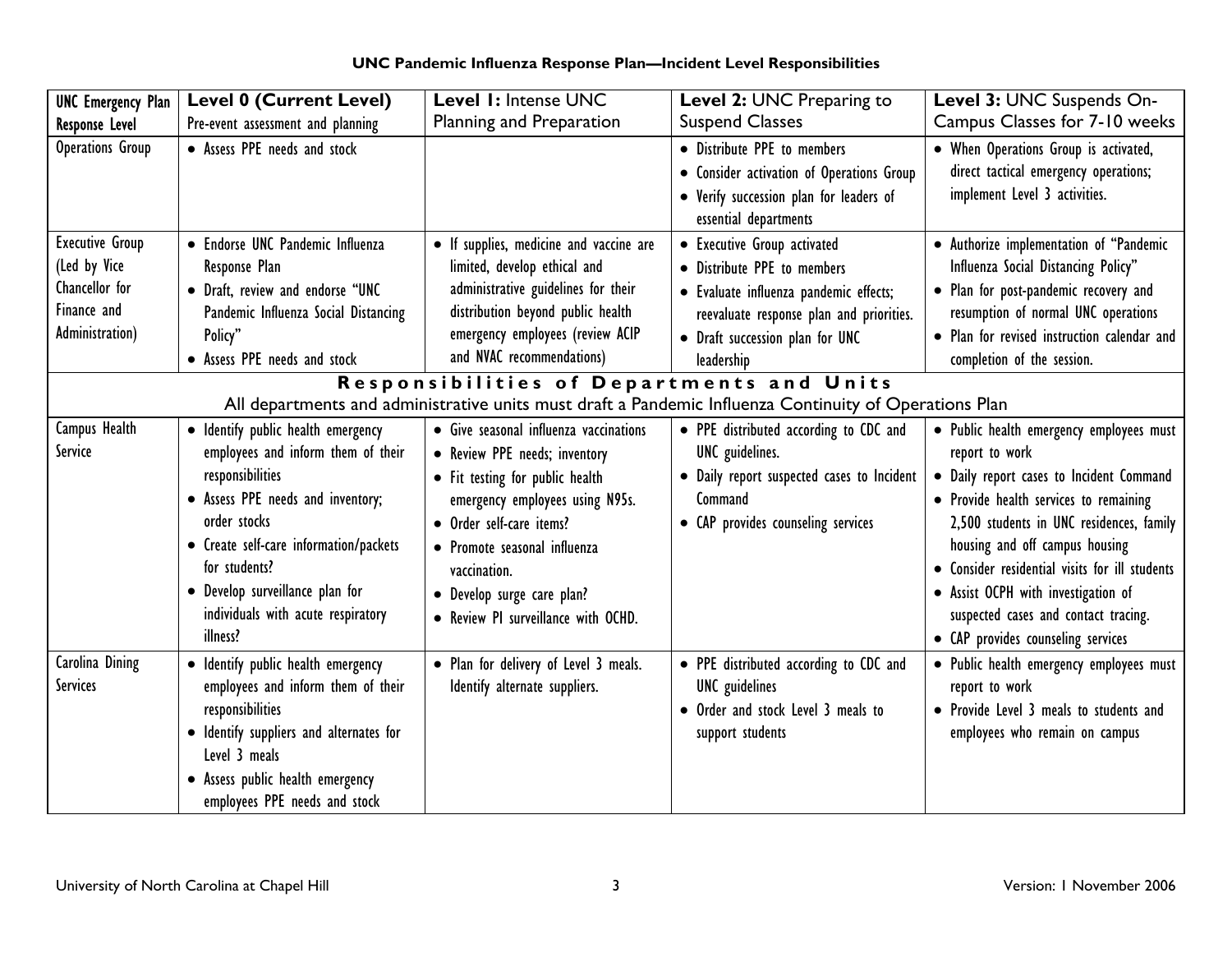## UNC Pandemic Influenza Response Plan—Incident Level Responsibilities

| UNC Emergency Plan Response Level | **Level 0 (Current Level)** Pre-event assessment and planning | **Level 1:** Intense UNC Planning and Preparation | **Level 2:** UNC Preparing to Suspend Classes | **Level 3:** UNC Suspends On-Campus Classes for 7-10 weeks |
|---|---|---|---|---|
| Operations Group | • Assess PPE needs and stock | | • Distribute PPE to members<br>• Consider activation of Operations Group<br>• Verify succession plan for leaders of essential departments | • When Operations Group is activated, direct tactical emergency operations; implement Level 3 activities. |
| Executive Group (Led by Vice Chancellor for Finance and Administration) | • Endorse UNC Pandemic Influenza Response Plan<br>• Draft, review and endorse "UNC Pandemic Influenza Social Distancing Policy"<br>• Assess PPE needs and stock | • If supplies, medicine and vaccine are limited, develop ethical and administrative guidelines for their distribution beyond public health emergency employees (review ACIP and NVAC recommendations) | • Executive Group activated<br>• Distribute PPE to members<br>• Evaluate influenza pandemic effects; reevaluate response plan and priorities.<br>• Draft succession plan for UNC leadership | • Authorize implementation of "Pandemic Influenza Social Distancing Policy"<br>• Plan for post-pandemic recovery and resumption of normal UNC operations<br>• Plan for revised instruction calendar and completion of the session. |
| **Responsibilities of Departments and Units**<br>All departments and administrative units must draft a Pandemic Influenza Continuity of Operations Plan | | | | |
| Campus Health Service | • Identify public health emergency employees and inform them of their responsibilities<br>• Assess PPE needs and inventory; order stocks<br>• Create self-care information/packets for students?<br>• Develop surveillance plan for individuals with acute respiratory illness? | • Give seasonal influenza vaccinations<br>• Review PPE needs; inventory<br>• Fit testing for public health emergency employees using N95s.<br>• Order self-care items?<br>• Promote seasonal influenza vaccination.<br>• Develop surge care plan?<br>• Review PI surveillance with OCHD. | • PPE distributed according to CDC and UNC guidelines.<br>• Daily report suspected cases to Incident Command<br>• CAP provides counseling services | • Public health emergency employees must report to work<br>• Daily report cases to Incident Command<br>• Provide health services to remaining 2,500 students in UNC residences, family housing and off campus housing<br>• Consider residential visits for ill students<br>• Assist OCPH with investigation of suspected cases and contact tracing.<br>• CAP provides counseling services |
| Carolina Dining Services | • Identify public health emergency employees and inform them of their responsibilities<br>• Identify suppliers and alternates for Level 3 meals<br>• Assess public health emergency employees PPE needs and stock | • Plan for delivery of Level 3 meals. Identify alternate suppliers. | • PPE distributed according to CDC and UNC guidelines<br>• Order and stock Level 3 meals to support students | • Public health emergency employees must report to work<br>• Provide Level 3 meals to students and employees who remain on campus |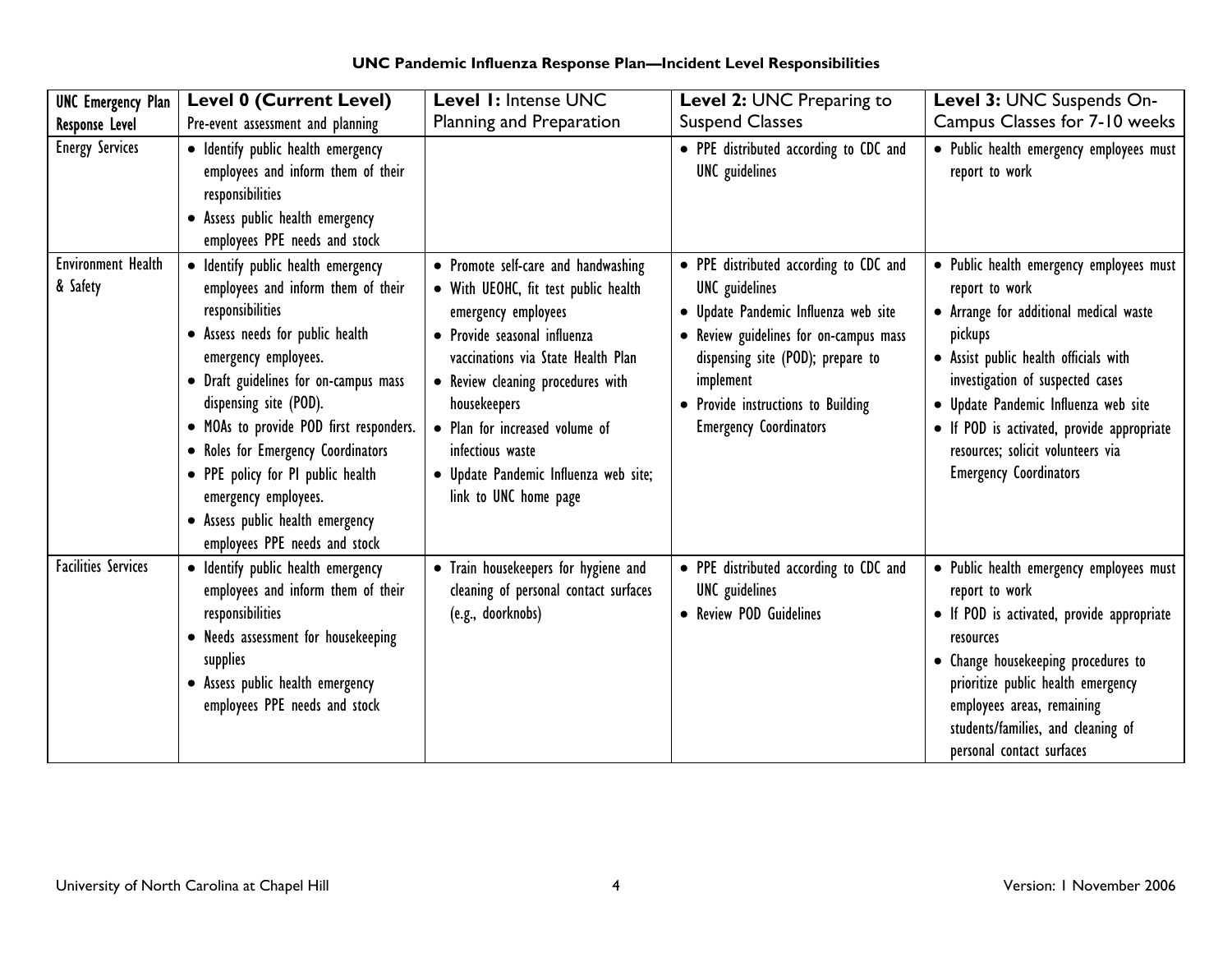### UNC Pandemic Influenza Response Plan—Incident Level Responsibilities

| UNC Emergency Plan Response Level | **Level 0 (Current Level)** Pre-event assessment and planning | **Level 1:** Intense UNC Planning and Preparation | **Level 2:** UNC Preparing to Suspend Classes | **Level 3:** UNC Suspends On-Campus Classes for 7-10 weeks |
|---|---|---|---|---|
| Energy Services | • Identify public health emergency employees and inform them of their responsibilities<br>• Assess public health emergency employees PPE needs and stock | | • PPE distributed according to CDC and UNC guidelines | • Public health emergency employees must report to work |
| Environment Health & Safety | • Identify public health emergency employees and inform them of their responsibilities<br>• Assess needs for public health emergency employees.<br>• Draft guidelines for on-campus mass dispensing site (POD).<br>• MOAs to provide POD first responders.<br>• Roles for Emergency Coordinators<br>• PPE policy for PI public health emergency employees.<br>• Assess public health emergency employees PPE needs and stock | • Promote self-care and handwashing<br>• With UEOHC, fit test public health emergency employees<br>• Provide seasonal influenza vaccinations via State Health Plan<br>• Review cleaning procedures with housekeepers<br>• Plan for increased volume of infectious waste<br>• Update Pandemic Influenza web site; link to UNC home page | • PPE distributed according to CDC and UNC guidelines<br>• Update Pandemic Influenza web site<br>• Review guidelines for on-campus mass dispensing site (POD); prepare to implement<br>• Provide instructions to Building Emergency Coordinators | • Public health emergency employees must report to work<br>• Arrange for additional medical waste pickups<br>• Assist public health officials with investigation of suspected cases<br>• Update Pandemic Influenza web site<br>• If POD is activated, provide appropriate resources; solicit volunteers via Emergency Coordinators |
| Facilities Services | • Identify public health emergency employees and inform them of their responsibilities<br>• Needs assessment for housekeeping supplies<br>• Assess public health emergency employees PPE needs and stock | • Train housekeepers for hygiene and cleaning of personal contact surfaces (e.g., doorknobs) | • PPE distributed according to CDC and UNC guidelines<br>• Review POD Guidelines | • Public health emergency employees must report to work<br>• If POD is activated, provide appropriate resources<br>• Change housekeeping procedures to prioritize public health emergency employees areas, remaining students/families, and cleaning of personal contact surfaces |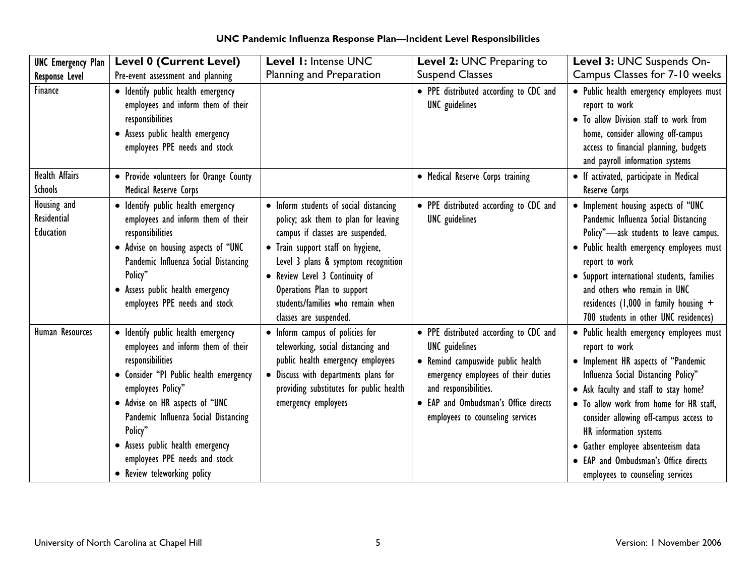# UNC Pandemic Influenza Response Plan—Incident Level Responsibilities

| UNC Emergency Plan Response Level | **Level 0 (Current Level)** Pre-event assessment and planning | **Level 1:** Intense UNC Planning and Preparation | **Level 2:** UNC Preparing to Suspend Classes | **Level 3:** UNC Suspends On-Campus Classes for 7-10 weeks |
|---|---|---|---|---|
| Finance | • Identify public health emergency employees and inform them of their responsibilities<br>• Assess public health emergency employees PPE needs and stock | | • PPE distributed according to CDC and UNC guidelines | • Public health emergency employees must report to work<br>• To allow Division staff to work from home, consider allowing off-campus access to financial planning, budgets and payroll information systems |
| Health Affairs Schools | • Provide volunteers for Orange County Medical Reserve Corps | | • Medical Reserve Corps training | • If activated, participate in Medical Reserve Corps |
| Housing and Residential Education | • Identify public health emergency employees and inform them of their responsibilities<br>• Advise on housing aspects of "UNC Pandemic Influenza Social Distancing Policy"<br>• Assess public health emergency employees PPE needs and stock | • Inform students of social distancing policy; ask them to plan for leaving campus if classes are suspended.<br>• Train support staff on hygiene, Level 3 plans & symptom recognition<br>• Review Level 3 Continuity of Operations Plan to support students/families who remain when classes are suspended. | • PPE distributed according to CDC and UNC guidelines | • Implement housing aspects of "UNC Pandemic Influenza Social Distancing Policy"—ask students to leave campus.<br>• Public health emergency employees must report to work<br>• Support international students, families and others who remain in UNC residences (1,000 in family housing + 700 students in other UNC residences) |
| Human Resources | • Identify public health emergency employees and inform them of their responsibilities<br>• Consider "PI Public health emergency employees Policy"<br>• Advise on HR aspects of "UNC Pandemic Influenza Social Distancing Policy"<br>• Assess public health emergency employees PPE needs and stock<br>• Review teleworking policy | • Inform campus of policies for teleworking, social distancing and public health emergency employees<br>• Discuss with departments plans for providing substitutes for public health emergency employees | • PPE distributed according to CDC and UNC guidelines<br>• Remind campuswide public health emergency employees of their duties and responsibilities.<br>• EAP and Ombudsman's Office directs employees to counseling services | • Public health emergency employees must report to work<br>• Implement HR aspects of "Pandemic Influenza Social Distancing Policy"<br>• Ask faculty and staff to stay home?<br>• To allow work from home for HR staff, consider allowing off-campus access to HR information systems<br>• Gather employee absenteeism data<br>• EAP and Ombudsman's Office directs employees to counseling services |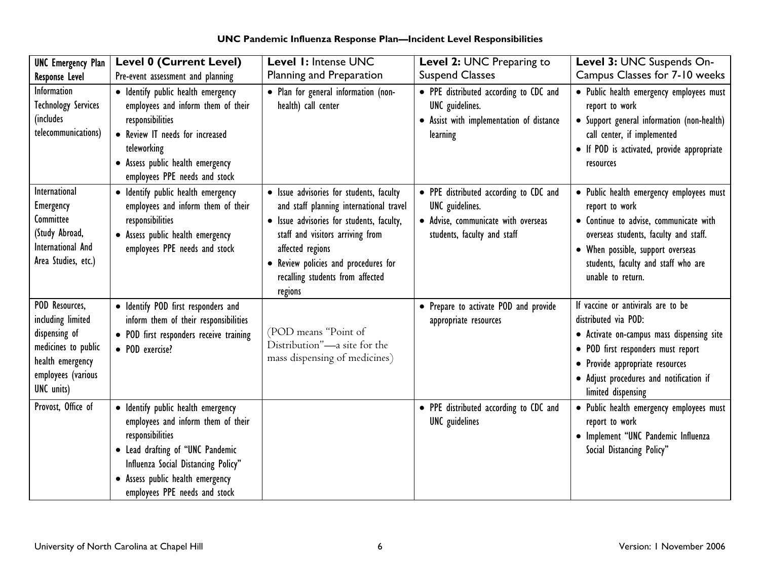### UNC Pandemic Influenza Response Plan—Incident Level Responsibilities

| UNC Emergency Plan Response Level | **Level 0 (Current Level)** Pre-event assessment and planning | **Level 1:** Intense UNC Planning and Preparation | **Level 2:** UNC Preparing to Suspend Classes | **Level 3:** UNC Suspends On-Campus Classes for 7-10 weeks |
|---|---|---|---|---|
| Information Technology Services (includes telecommunications) | • Identify public health emergency employees and inform them of their responsibilities<br>• Review IT needs for increased teleworking<br>• Assess public health emergency employees PPE needs and stock | • Plan for general information (non-health) call center | • PPE distributed according to CDC and UNC guidelines.<br>• Assist with implementation of distance learning | • Public health emergency employees must report to work<br>• Support general information (non-health) call center, if implemented<br>• If POD is activated, provide appropriate resources |
| International Emergency Committee (Study Abroad, International And Area Studies, etc.) | • Identify public health emergency employees and inform them of their responsibilities<br>• Assess public health emergency employees PPE needs and stock | • Issue advisories for students, faculty and staff planning international travel<br>• Issue advisories for students, faculty, staff and visitors arriving from affected regions<br>• Review policies and procedures for recalling students from affected regions | • PPE distributed according to CDC and UNC guidelines.<br>• Advise, communicate with overseas students, faculty and staff | • Public health emergency employees must report to work<br>• Continue to advise, communicate with overseas students, faculty and staff.<br>• When possible, support overseas students, faculty and staff who are unable to return. |
| POD Resources, including limited dispensing of medicines to public health emergency employees (various UNC units) | • Identify POD first responders and inform them of their responsibilities<br>• POD first responders receive training<br>• POD exercise? | (POD means "Point of Distribution"—a site for the mass dispensing of medicines) | • Prepare to activate POD and provide appropriate resources | If vaccine or antivirals are to be distributed via POD:<br>• Activate on-campus mass dispensing site<br>• POD first responders must report<br>• Provide appropriate resources<br>• Adjust procedures and notification if limited dispensing |
| Provost, Office of | • Identify public health emergency employees and inform them of their responsibilities<br>• Lead drafting of "UNC Pandemic Influenza Social Distancing Policy"<br>• Assess public health emergency employees PPE needs and stock | | • PPE distributed according to CDC and UNC guidelines | • Public health emergency employees must report to work<br>• Implement "UNC Pandemic Influenza Social Distancing Policy" |

University of North Carolina at Chapel Hill — Version: 1 November 2006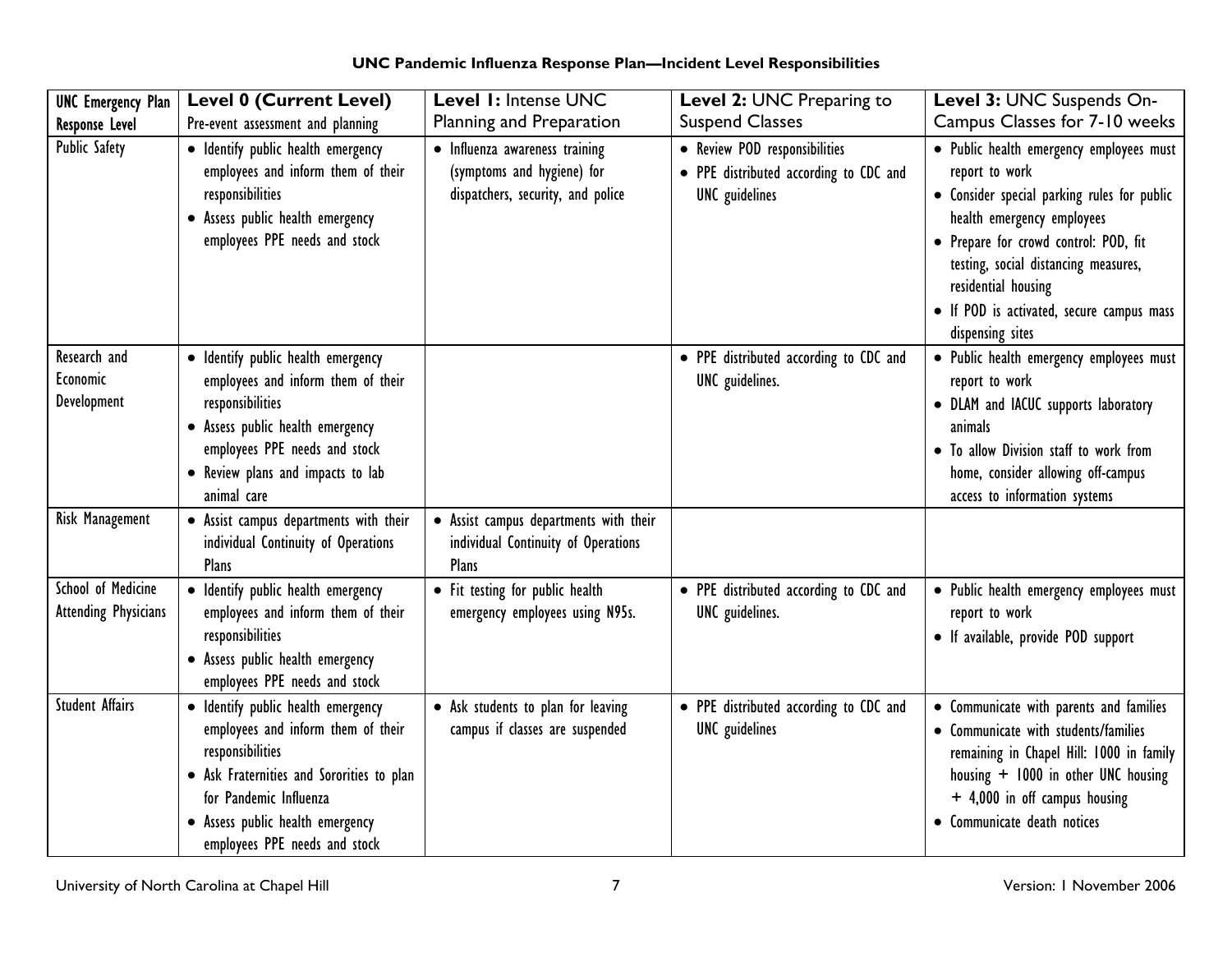**UNC Pandemic Influenza Response Plan—Incident Level Responsibilities**

| UNC Emergency Plan Response Level | **Level 0 (Current Level)** Pre-event assessment and planning | **Level 1:** Intense UNC Planning and Preparation | **Level 2:** UNC Preparing to Suspend Classes | **Level 3:** UNC Suspends On-Campus Classes for 7-10 weeks |
|---|---|---|---|---|
| Public Safety | • Identify public health emergency employees and inform them of their responsibilities<br>• Assess public health emergency employees PPE needs and stock | • Influenza awareness training (symptoms and hygiene) for dispatchers, security, and police | • Review POD responsibilities<br>• PPE distributed according to CDC and UNC guidelines | • Public health emergency employees must report to work<br>• Consider special parking rules for public health emergency employees<br>• Prepare for crowd control: POD, fit testing, social distancing measures, residential housing<br>• If POD is activated, secure campus mass dispensing sites |
| Research and Economic Development | • Identify public health emergency employees and inform them of their responsibilities<br>• Assess public health emergency employees PPE needs and stock<br>• Review plans and impacts to lab animal care | | • PPE distributed according to CDC and UNC guidelines. | • Public health emergency employees must report to work<br>• DLAM and IACUC supports laboratory animals<br>• To allow Division staff to work from home, consider allowing off-campus access to information systems |
| Risk Management | • Assist campus departments with their individual Continuity of Operations Plans | • Assist campus departments with their individual Continuity of Operations Plans | | |
| School of Medicine Attending Physicians | • Identify public health emergency employees and inform them of their responsibilities<br>• Assess public health emergency employees PPE needs and stock | • Fit testing for public health emergency employees using N95s. | • PPE distributed according to CDC and UNC guidelines. | • Public health emergency employees must report to work<br>• If available, provide POD support |
| Student Affairs | • Identify public health emergency employees and inform them of their responsibilities<br>• Ask Fraternities and Sororities to plan for Pandemic Influenza<br>• Assess public health emergency employees PPE needs and stock | • Ask students to plan for leaving campus if classes are suspended | • PPE distributed according to CDC and UNC guidelines | • Communicate with parents and families<br>• Communicate with students/families remaining in Chapel Hill: 1000 in family housing + 1000 in other UNC housing + 4,000 in off campus housing<br>• Communicate death notices |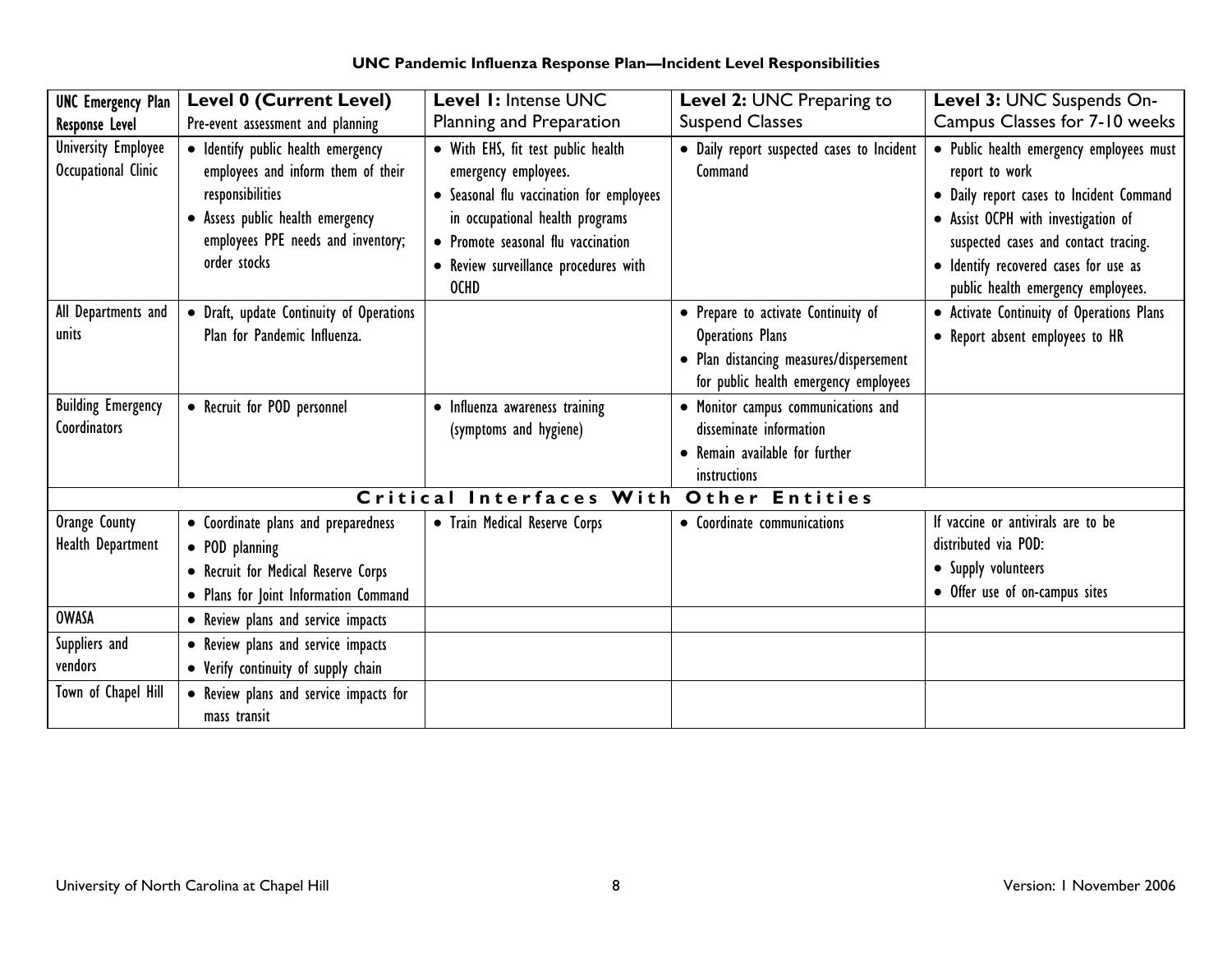**UNC Pandemic Influenza Response Plan—Incident Level Responsibilities**

| UNC Emergency Plan Response Level | **Level 0 (Current Level)** Pre-event assessment and planning | **Level 1:** Intense UNC Planning and Preparation | **Level 2:** UNC Preparing to Suspend Classes | **Level 3:** UNC Suspends On-Campus Classes for 7-10 weeks |
|---|---|---|---|---|
| University Employee Occupational Clinic | • Identify public health emergency employees and inform them of their responsibilities<br>• Assess public health emergency employees PPE needs and inventory; order stocks | • With EHS, fit test public health emergency employees.<br>• Seasonal flu vaccination for employees in occupational health programs<br>• Promote seasonal flu vaccination<br>• Review surveillance procedures with OCHD | • Daily report suspected cases to Incident Command | • Public health emergency employees must report to work<br>• Daily report cases to Incident Command<br>• Assist OCPH with investigation of suspected cases and contact tracing.<br>• Identify recovered cases for use as public health emergency employees. |
| All Departments and units | • Draft, update Continuity of Operations Plan for Pandemic Influenza. | | • Prepare to activate Continuity of Operations Plans<br>• Plan distancing measures/dispersement for public health emergency employees | • Activate Continuity of Operations Plans<br>• Report absent employees to HR |
| Building Emergency Coordinators | • Recruit for POD personnel | • Influenza awareness training (symptoms and hygiene) | • Monitor campus communications and disseminate information<br>• Remain available for further instructions | |
| **Critical Interfaces With Other Entities** | | | | |
| Orange County Health Department | • Coordinate plans and preparedness<br>• POD planning<br>• Recruit for Medical Reserve Corps<br>• Plans for Joint Information Command | • Train Medical Reserve Corps | • Coordinate communications | If vaccine or antivirals are to be distributed via POD:<br>• Supply volunteers<br>• Offer use of on-campus sites |
| OWASA | • Review plans and service impacts | | | |
| Suppliers and vendors | • Review plans and service impacts<br>• Verify continuity of supply chain | | | |
| Town of Chapel Hill | • Review plans and service impacts for mass transit | | | |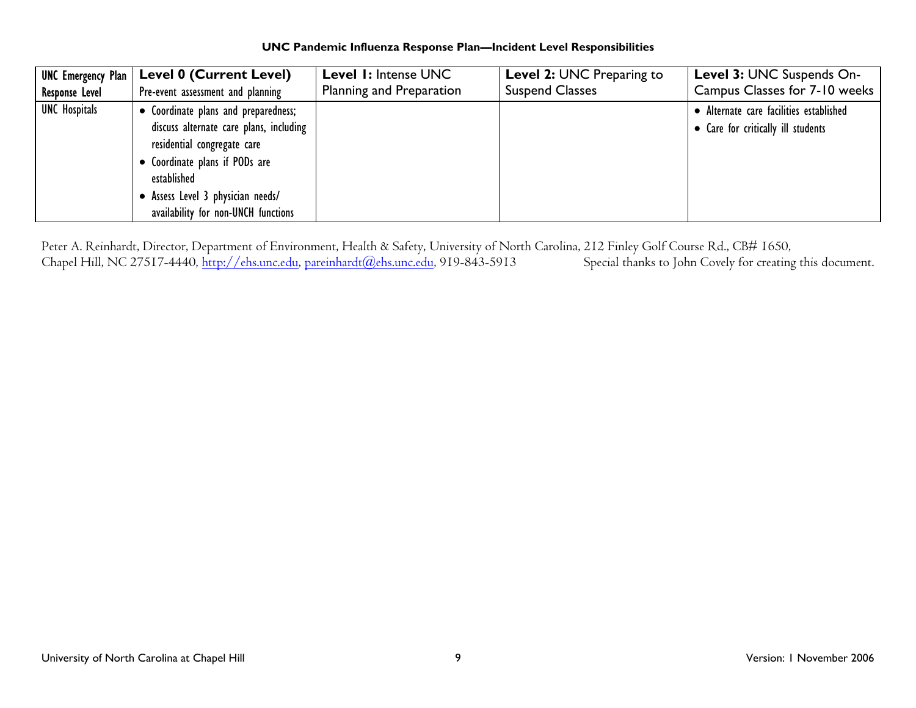**UNC Pandemic Influenza Response Plan—Incident Level Responsibilities**

| UNC Emergency Plan Response Level | **Level 0 (Current Level)** Pre-event assessment and planning | **Level 1:** Intense UNC Planning and Preparation | **Level 2:** UNC Preparing to Suspend Classes | **Level 3:** UNC Suspends On-Campus Classes for 7-10 weeks |
|---|---|---|---|---|
| UNC Hospitals | • Coordinate plans and preparedness; discuss alternate care plans, including residential congregate care<br>• Coordinate plans if PODs are established<br>• Assess Level 3 physician needs/ availability for non-UNCH functions | | | • Alternate care facilities established<br>• Care for critically ill students |

Peter A. Reinhardt, Director, Department of Environment, Health & Safety, University of North Carolina, 212 Finley Golf Course Rd., CB# 1650, Chapel Hill, NC 27517-4440, http://ehs.unc.edu, pareinhardt@ehs.unc.edu, 919-843-5913 Special thanks to John Covely for creating this document.